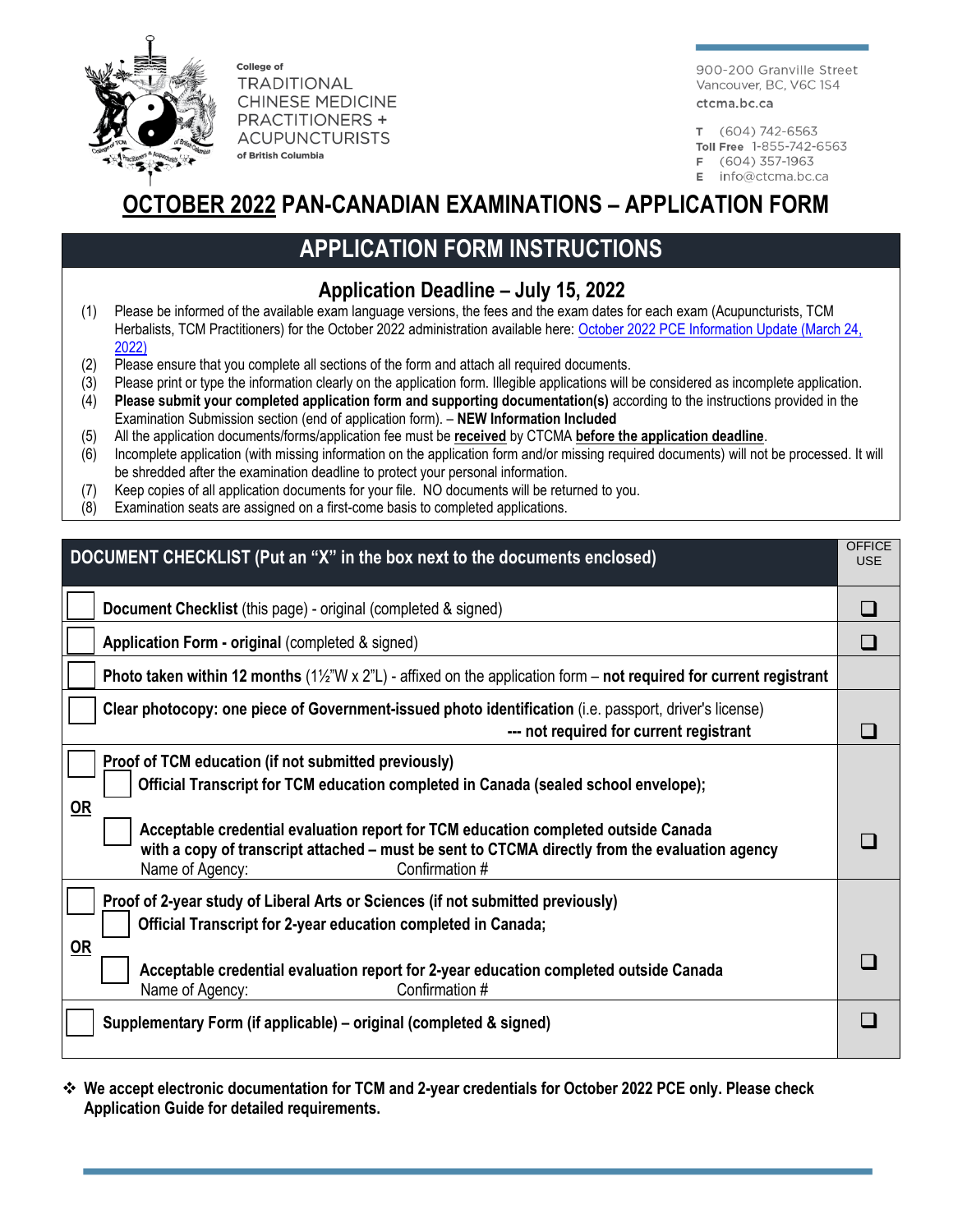College of
TRADITIONAL
CHINESE MEDICINE
PRACTITIONERS +
ACUPUNCTURISTS
of British Columbia

900-200 Granville Street
Vancouver, BC, V6C 1S4
ctcma.bc.ca

T (604) 742-6563
Toll Free 1-855-742-6563
F (604) 357-1963
E info@ctcma.bc.ca

# OCTOBER 2022 PAN-CANADIAN EXAMINATIONS – APPLICATION FORM

## APPLICATION FORM INSTRUCTIONS

### Application Deadline – July 15, 2022

(1) Please be informed of the available exam language versions, the fees and the exam dates for each exam (Acupuncturists, TCM Herbalists, TCM Practitioners) for the October 2022 administration available here: October 2022 PCE Information Update (March 24, 2022)
(2) Please ensure that you complete all sections of the form and attach all required documents.
(3) Please print or type the information clearly on the application form. Illegible applications will be considered as incomplete application.
(4) **Please submit your completed application form and supporting documentation(s)** according to the instructions provided in the Examination Submission section (end of application form). – **NEW Information Included**
(5) All the application documents/forms/application fee must be **received** by CTCMA **before the application deadline**.
(6) Incomplete application (with missing information on the application form and/or missing required documents) will not be processed. It will be shredded after the examination deadline to protect your personal information.
(7) Keep copies of all application documents for your file. NO documents will be returned to you.
(8) Examination seats are assigned on a first-come basis to completed applications.

| DOCUMENT CHECKLIST (Put an "X" in the box next to the documents enclosed) | OFFICE USE |
|---|---|
| ☐ **Document Checklist** (this page) - original (completed & signed) | ☐ |
| ☐ **Application Form - original** (completed & signed) | ☐ |
| ☐ **Photo taken within 12 months** (1½"W x 2"L) - affixed on the application form – **not required for current registrant** | |
| ☐ **Clear photocopy: one piece of Government-issued photo identification** (i.e. passport, driver's license) **--- not required for current registrant** | ☐ |
| ☐ **Proof of TCM education (if not submitted previously)**<br>☐ **Official Transcript for TCM education completed in Canada (sealed school envelope);**<br>**OR**<br>☐ **Acceptable credential evaluation report for TCM education completed outside Canada with a copy of transcript attached – must be sent to CTCMA directly from the evaluation agency**<br>Name of Agency: Confirmation # | ☐ |
| ☐ **Proof of 2-year study of Liberal Arts or Sciences (if not submitted previously)**<br>☐ **Official Transcript for 2-year education completed in Canada;**<br>**OR**<br>☐ **Acceptable credential evaluation report for 2-year education completed outside Canada**<br>Name of Agency: Confirmation # | ☐ |
| ☐ **Supplementary Form (if applicable) – original (completed & signed)** | ☐ |

❖ **We accept electronic documentation for TCM and 2-year credentials for October 2022 PCE only. Please check Application Guide for detailed requirements.**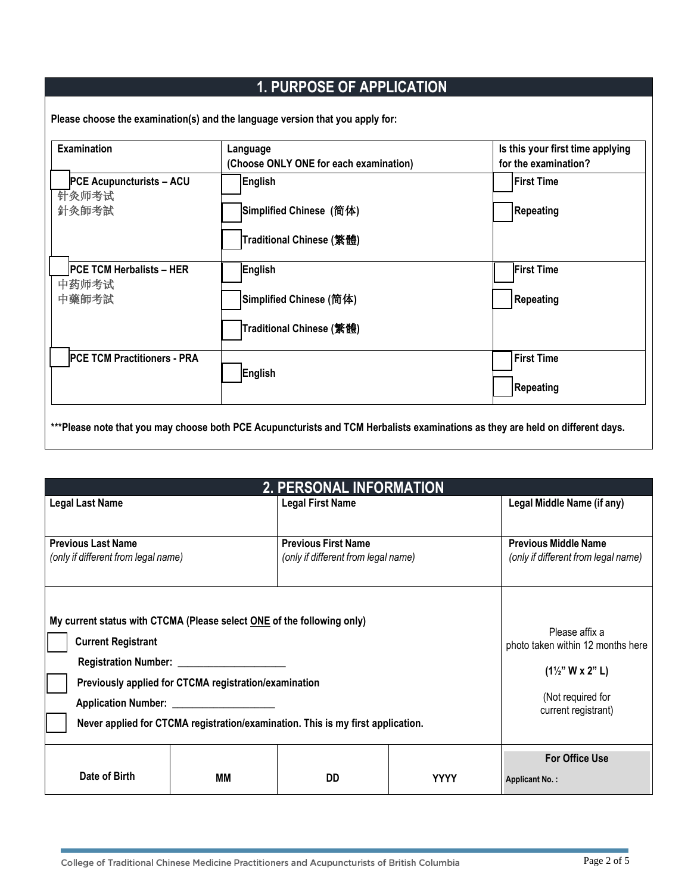## 1. PURPOSE OF APPLICATION

**Please choose the examination(s) and the language version that you apply for:**

| Examination | Language (Choose ONLY ONE for each examination) | Is this your first time applying for the examination? |
|---|---|---|
| ☐ **PCE Acupuncturists – ACU** 针灸师考试 針灸師考試 | ☐ **English** ☐ **Simplified Chinese (简体)** ☐ **Traditional Chinese (繁體)** | ☐ **First Time** ☐ **Repeating** |
| ☐ **PCE TCM Herbalists – HER** 中药师考试 中藥師考試 | ☐ **English** ☐ **Simplified Chinese (简体)** ☐ **Traditional Chinese (繁體)** | ☐ **First Time** ☐ **Repeating** |
| ☐ **PCE TCM Practitioners - PRA** | ☐ **English** | ☐ **First Time** ☐ **Repeating** |

**\*\*\*Please note that you may choose both PCE Acupuncturists and TCM Herbalists examinations as they are held on different days.**

## 2. PERSONAL INFORMATION

| **Legal Last Name** | **Legal First Name** | **Legal Middle Name (if any)** |
|---|---|---|
| | | |
| **Previous Last Name** *(only if different from legal name)* | **Previous First Name** *(only if different from legal name)* | **Previous Middle Name** *(only if different from legal name)* |
| | | |

**My current status with CTCMA (Please select ONE of the following only)**

☐ **Current Registrant**

**Registration Number:** ____________________

☐ **Previously applied for CTCMA registration/examination**

**Application Number:** ____________________

☐ **Never applied for CTCMA registration/examination. This is my first application.**

Please affix a photo taken within 12 months here

**(1½" W x 2" L)**

(Not required for current registrant)

| **Date of Birth** | **MM** | **DD** | **YYYY** | **For Office Use** **Applicant No. :** |
|---|---|---|---|---|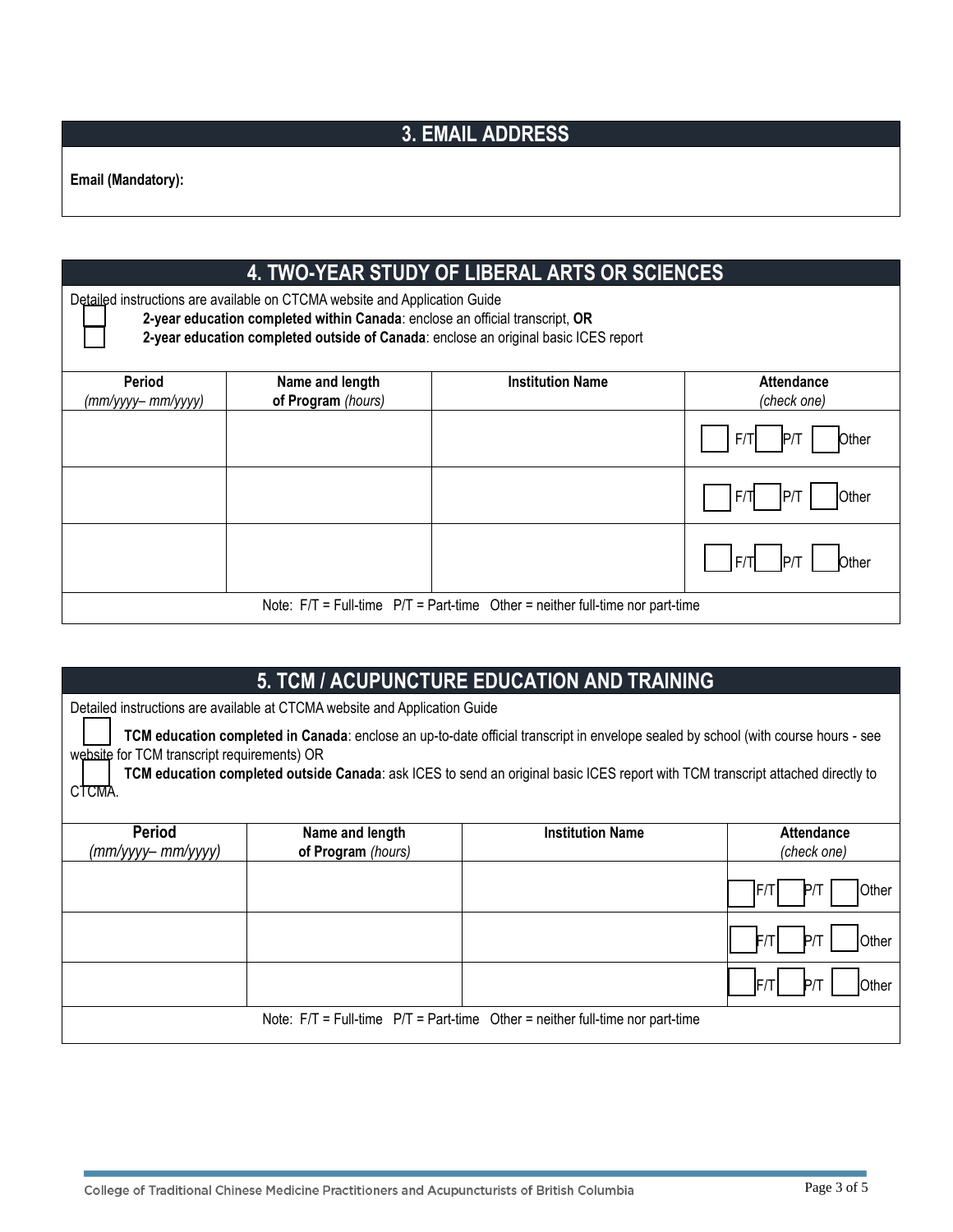## 3. EMAIL ADDRESS

**Email (Mandatory):**

## 4. TWO-YEAR STUDY OF LIBERAL ARTS OR SCIENCES

Detailed instructions are available on CTCMA website and Application Guide

☐ **2-year education completed within Canada**: enclose an official transcript, **OR**

☐ **2-year education completed outside of Canada**: enclose an original basic ICES report

| **Period** *(mm/yyyy– mm/yyyy)* | **Name and length of Program** *(hours)* | **Institution Name** | **Attendance** *(check one)* |
|---|---|---|---|
| | | | ☐ F/T ☐ P/T ☐ Other |
| | | | ☐ F/T ☐ P/T ☐ Other |
| | | | ☐ F/T ☐ P/T ☐ Other |

Note: F/T = Full-time P/T = Part-time Other = neither full-time nor part-time

## 5. TCM / ACUPUNCTURE EDUCATION AND TRAINING

Detailed instructions are available at CTCMA website and Application Guide

☐ **TCM education completed in Canada**: enclose an up-to-date official transcript in envelope sealed by school (with course hours - see website for TCM transcript requirements) OR

☐ **TCM education completed outside Canada**: ask ICES to send an original basic ICES report with TCM transcript attached directly to CTCMA.

| **Period** *(mm/yyyy– mm/yyyy)* | **Name and length of Program** *(hours)* | **Institution Name** | **Attendance** *(check one)* |
|---|---|---|---|
| | | | ☐ F/T ☐ P/T ☐ Other |
| | | | ☐ F/T ☐ P/T ☐ Other |
| | | | ☐ F/T ☐ P/T ☐ Other |

Note: F/T = Full-time P/T = Part-time Other = neither full-time nor part-time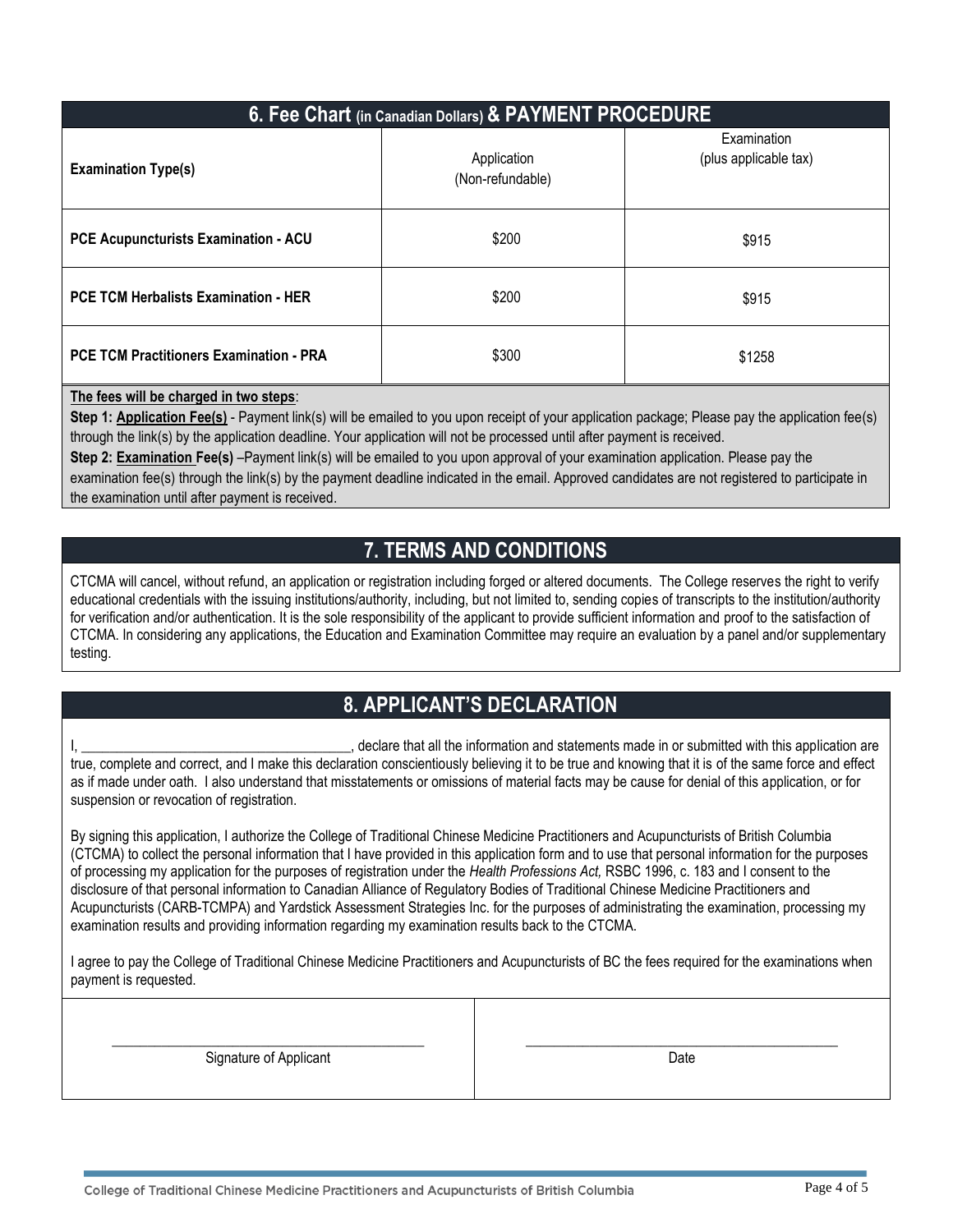## 6. Fee Chart (in Canadian Dollars) & PAYMENT PROCEDURE

| Examination Type(s) | Application (Non-refundable) | Examination (plus applicable tax) |
|---|---|---|
| **PCE Acupuncturists Examination - ACU** | $200 | $915 |
| **PCE TCM Herbalists Examination - HER** | $200 | $915 |
| **PCE TCM Practitioners Examination - PRA** | $300 | $1258 |

**The fees will be charged in two steps**:

**Step 1: Application Fee(s)** - Payment link(s) will be emailed to you upon receipt of your application package; Please pay the application fee(s) through the link(s) by the application deadline. Your application will not be processed until after payment is received.

**Step 2: Examination Fee(s)** –Payment link(s) will be emailed to you upon approval of your examination application. Please pay the examination fee(s) through the link(s) by the payment deadline indicated in the email. Approved candidates are not registered to participate in the examination until after payment is received.

## 7. TERMS AND CONDITIONS

CTCMA will cancel, without refund, an application or registration including forged or altered documents. The College reserves the right to verify educational credentials with the issuing institutions/authority, including, but not limited to, sending copies of transcripts to the institution/authority for verification and/or authentication. It is the sole responsibility of the applicant to provide sufficient information and proof to the satisfaction of CTCMA. In considering any applications, the Education and Examination Committee may require an evaluation by a panel and/or supplementary testing.

## 8. APPLICANT'S DECLARATION

I, _____________________________________, declare that all the information and statements made in or submitted with this application are true, complete and correct, and I make this declaration conscientiously believing it to be true and knowing that it is of the same force and effect as if made under oath. I also understand that misstatements or omissions of material facts may be cause for denial of this application, or for suspension or revocation of registration.

By signing this application, I authorize the College of Traditional Chinese Medicine Practitioners and Acupuncturists of British Columbia (CTCMA) to collect the personal information that I have provided in this application form and to use that personal information for the purposes of processing my application for the purposes of registration under the *Health Professions Act,* RSBC 1996, c. 183 and I consent to the disclosure of that personal information to Canadian Alliance of Regulatory Bodies of Traditional Chinese Medicine Practitioners and Acupuncturists (CARB-TCMPA) and Yardstick Assessment Strategies Inc. for the purposes of administrating the examination, processing my examination results and providing information regarding my examination results back to the CTCMA.

I agree to pay the College of Traditional Chinese Medicine Practitioners and Acupuncturists of BC the fees required for the examinations when payment is requested.

| _____________________________________ | _____________________________________ |
|---|---|
| Signature of Applicant | Date |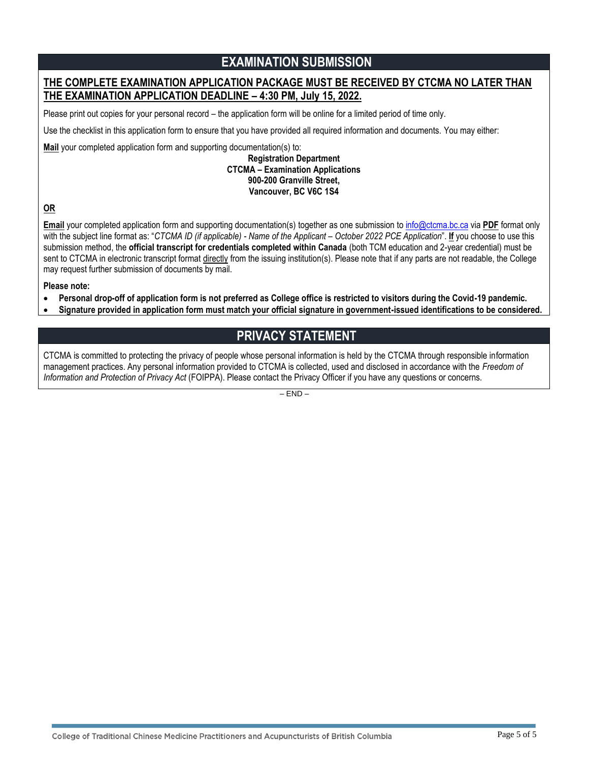## EXAMINATION SUBMISSION

**THE COMPLETE EXAMINATION APPLICATION PACKAGE MUST BE RECEIVED BY CTCMA NO LATER THAN THE EXAMINATION APPLICATION DEADLINE – 4:30 PM, July 15, 2022.**

Please print out copies for your personal record – the application form will be online for a limited period of time only.

Use the checklist in this application form to ensure that you have provided all required information and documents. You may either:

**Mail** your completed application form and supporting documentation(s) to:

**Registration Department**
**CTCMA – Examination Applications**
**900-200 Granville Street,**
**Vancouver, BC V6C 1S4**

**OR**

**Email** your completed application form and supporting documentation(s) together as one submission to info@ctcma.bc.ca via **PDF** format only with the subject line format as: "*CTCMA ID (if applicable) - Name of the Applicant – October 2022 PCE Application*". **If** you choose to use this submission method, the **official transcript for credentials completed within Canada** (both TCM education and 2-year credential) must be sent to CTCMA in electronic transcript format directly from the issuing institution(s). Please note that if any parts are not readable, the College may request further submission of documents by mail.

**Please note:**

- **Personal drop-off of application form is not preferred as College office is restricted to visitors during the Covid-19 pandemic.**
- **Signature provided in application form must match your official signature in government-issued identifications to be considered.**

## PRIVACY STATEMENT

CTCMA is committed to protecting the privacy of people whose personal information is held by the CTCMA through responsible information management practices. Any personal information provided to CTCMA is collected, used and disclosed in accordance with the *Freedom of Information and Protection of Privacy Act* (FOIPPA). Please contact the Privacy Officer if you have any questions or concerns.

– END –